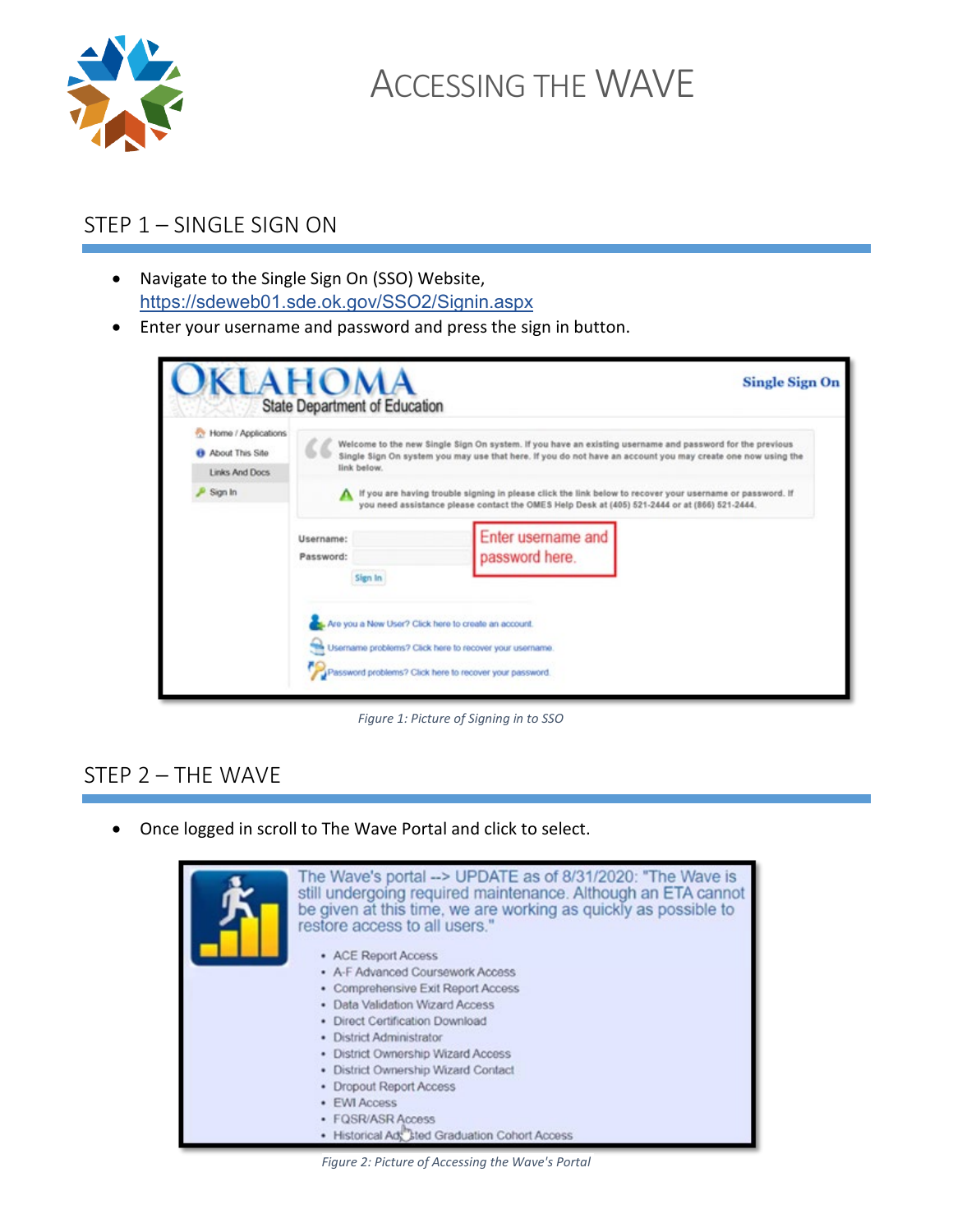# ACCESSING THE WAVE

## STEP 1 – SINGLE SIGN ON

- Navigate to the Single Sign On (SSO) Website, https://sdeweb01.sde.ok.gov/SSO2/Signin.aspx
- Enter your username and password and press the sign in button.

*Figure 1: Picture of Signing in to SSO*

## STEP 2 – THE WAVE

- Once logged in scroll to The Wave Portal and click to select.

*Figure 2: Picture of Accessing the Wave's Portal*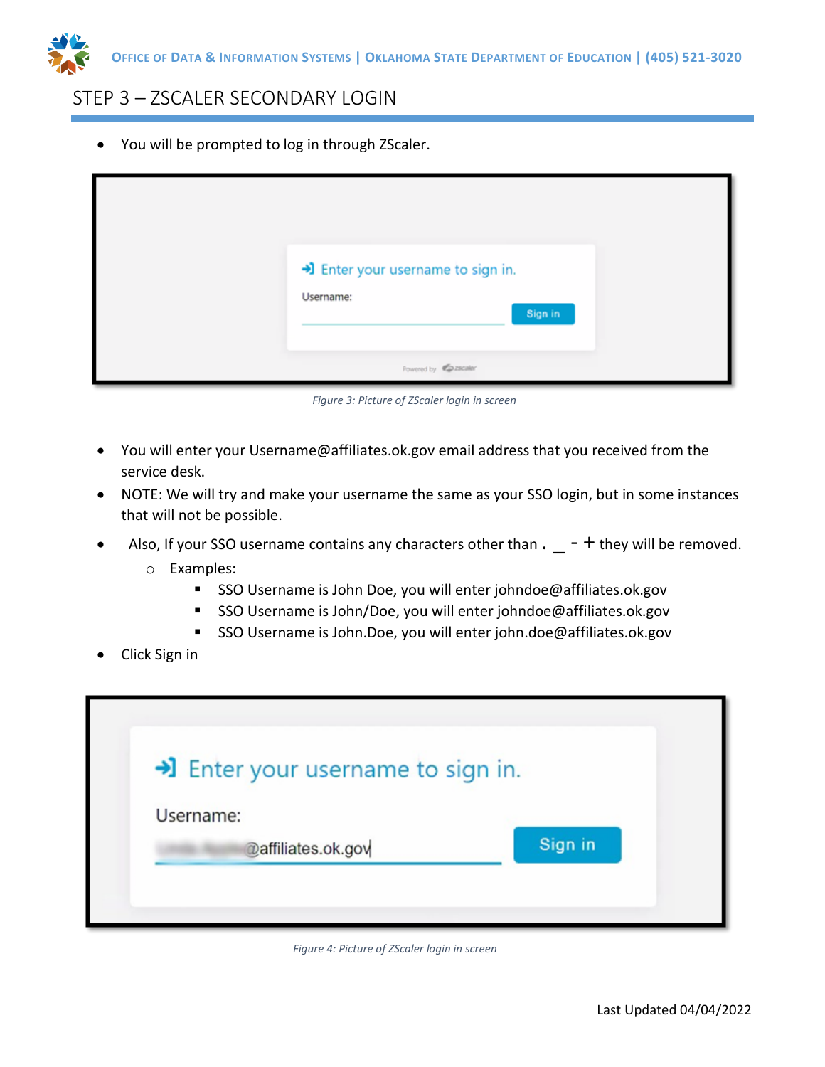## STEP 3 – ZSCALER SECONDARY LOGIN

- You will be prompted to log in through ZScaler.

Figure 3: Picture of ZScaler login in screen

- You will enter your Username@affiliates.ok.gov email address that you received from the service desk.
- NOTE: We will try and make your username the same as your SSO login, but in some instances that will not be possible.
- Also, If your SSO username contains any characters other than . _ - + they will be removed.
  - Examples:
    - SSO Username is John Doe, you will enter johndoe@affiliates.ok.gov
    - SSO Username is John/Doe, you will enter johndoe@affiliates.ok.gov
    - SSO Username is John.Doe, you will enter john.doe@affiliates.ok.gov
- Click Sign in

Figure 4: Picture of ZScaler login in screen

Last Updated 04/04/2022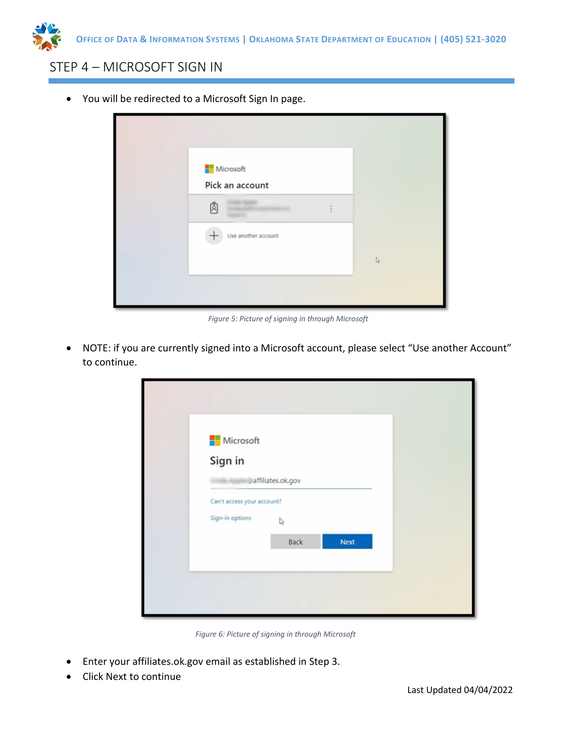## STEP 4 – MICROSOFT SIGN IN

- You will be redirected to a Microsoft Sign In page.

*Figure 5: Picture of signing in through Microsoft*

- NOTE: if you are currently signed into a Microsoft account, please select "Use another Account" to continue.

*Figure 6: Picture of signing in through Microsoft*

- Enter your affiliates.ok.gov email as established in Step 3.
- Click Next to continue

Last Updated 04/04/2022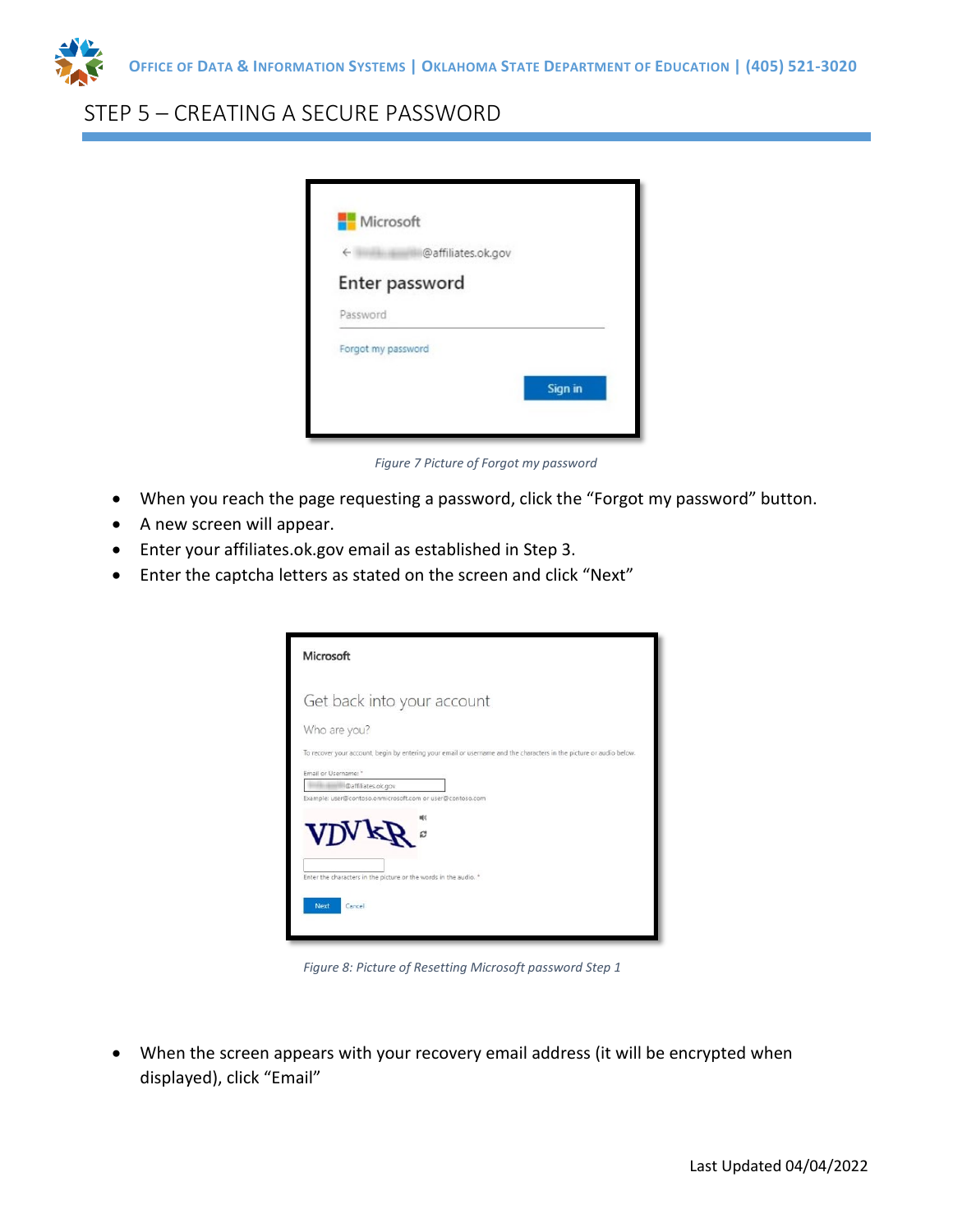## STEP 5 – CREATING A SECURE PASSWORD

*Figure 7 Picture of Forgot my password*

- When you reach the page requesting a password, click the "Forgot my password" button.
- A new screen will appear.
- Enter your affiliates.ok.gov email as established in Step 3.
- Enter the captcha letters as stated on the screen and click "Next"

*Figure 8: Picture of Resetting Microsoft password Step 1*

- When the screen appears with your recovery email address (it will be encrypted when displayed), click "Email"

Last Updated 04/04/2022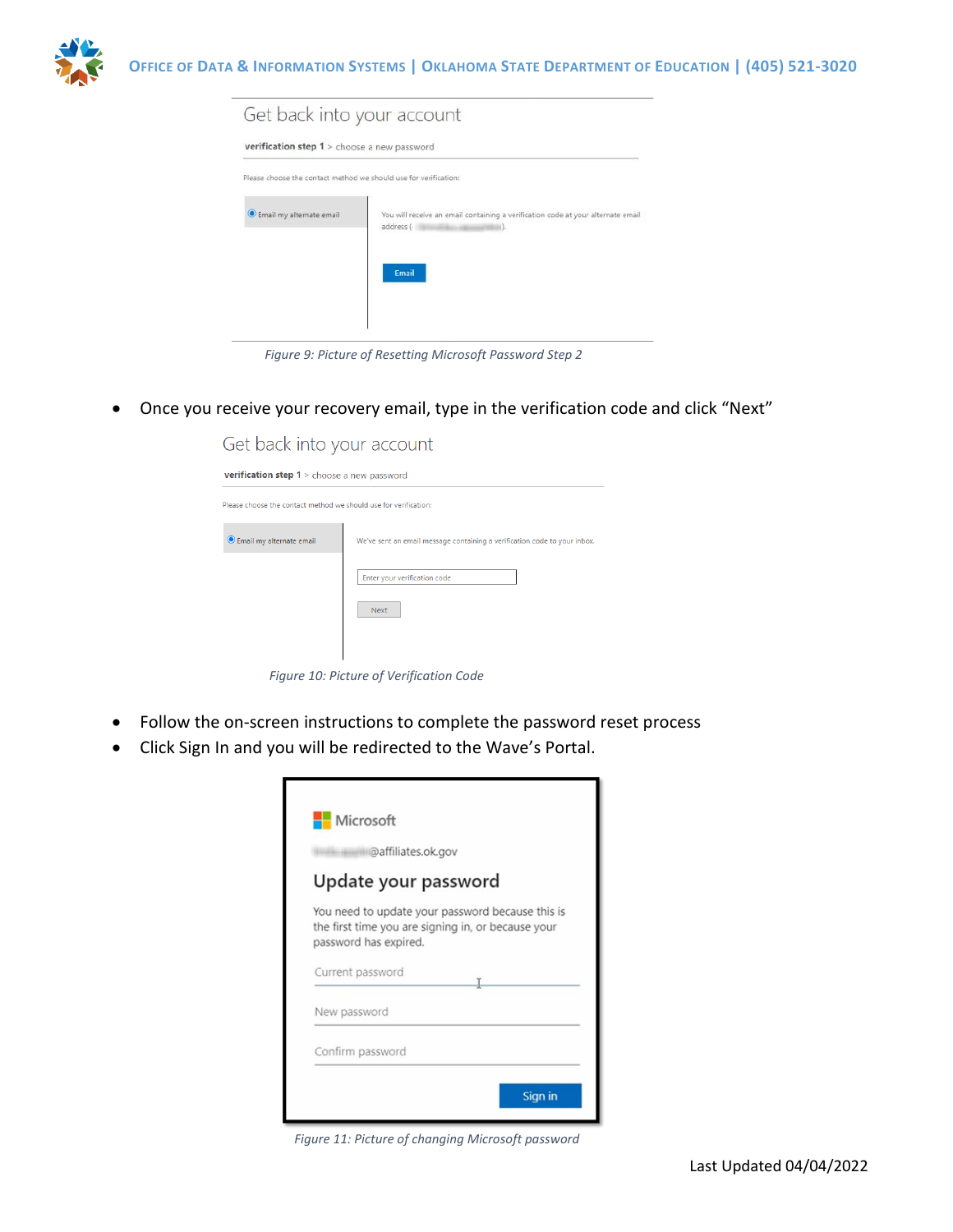*Figure 9: Picture of Resetting Microsoft Password Step 2*

- Once you receive your recovery email, type in the verification code and click "Next"

*Figure 10: Picture of Verification Code*

- Follow the on-screen instructions to complete the password reset process
- Click Sign In and you will be redirected to the Wave's Portal.

*Figure 11: Picture of changing Microsoft password*

Last Updated 04/04/2022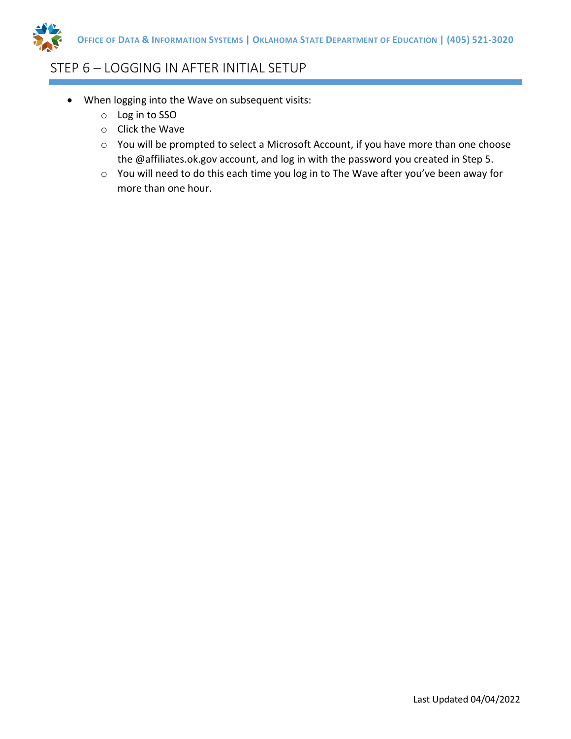## STEP 6 – LOGGING IN AFTER INITIAL SETUP

- When logging into the Wave on subsequent visits:
  - Log in to SSO
  - Click the Wave
  - You will be prompted to select a Microsoft Account, if you have more than one choose the @affiliates.ok.gov account, and log in with the password you created in Step 5.
  - You will need to do this each time you log in to The Wave after you've been away for more than one hour.

Last Updated 04/04/2022